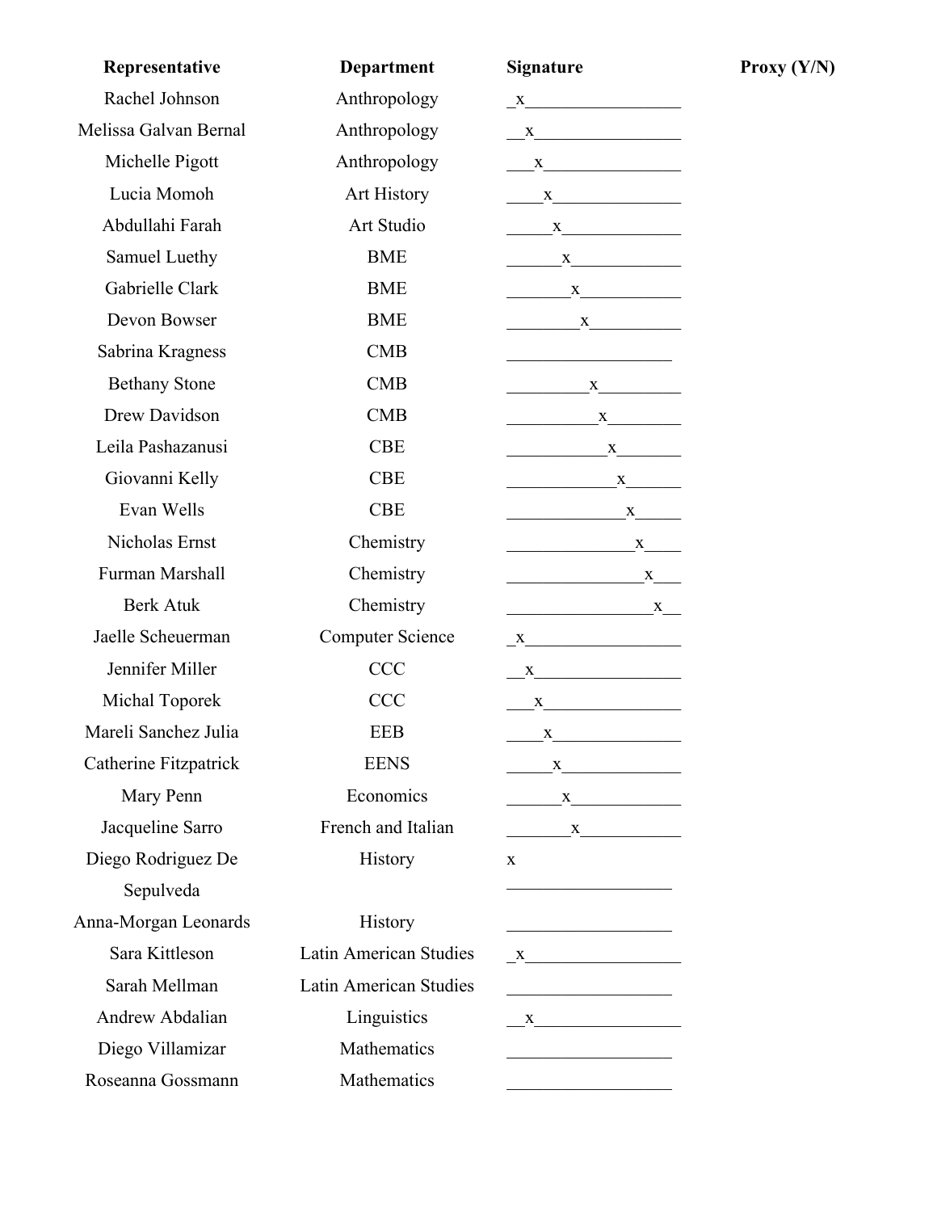| Representative | Department | Signature | Proxy (Y/N) |
| --- | --- | --- | --- |
| Rachel Johnson | Anthropology | x | |
| Melissa Galvan Bernal | Anthropology | x | |
| Michelle Pigott | Anthropology | x | |
| Lucia Momoh | Art History | x | |
| Abdullahi Farah | Art Studio | x | |
| Samuel Luethy | BME | x | |
| Gabrielle Clark | BME | x | |
| Devon Bowser | BME | x | |
| Sabrina Kragness | CMB | | |
| Bethany Stone | CMB | x | |
| Drew Davidson | CMB | x | |
| Leila Pashazanusi | CBE | x | |
| Giovanni Kelly | CBE | x | |
| Evan Wells | CBE | x | |
| Nicholas Ernst | Chemistry | x | |
| Furman Marshall | Chemistry | x | |
| Berk Atuk | Chemistry | x | |
| Jaelle Scheuerman | Computer Science | x | |
| Jennifer Miller | CCC | x | |
| Michal Toporek | CCC | x | |
| Mareli Sanchez Julia | EEB | x | |
| Catherine Fitzpatrick | EENS | x | |
| Mary Penn | Economics | x | |
| Jacqueline Sarro | French and Italian | x | |
| Diego Rodriguez De Sepulveda | History | x | |
| Anna-Morgan Leonards | History | | |
| Sara Kittleson | Latin American Studies | x | |
| Sarah Mellman | Latin American Studies | | |
| Andrew Abdalian | Linguistics | x | |
| Diego Villamizar | Mathematics | | |
| Roseanna Gossmann | Mathematics | | |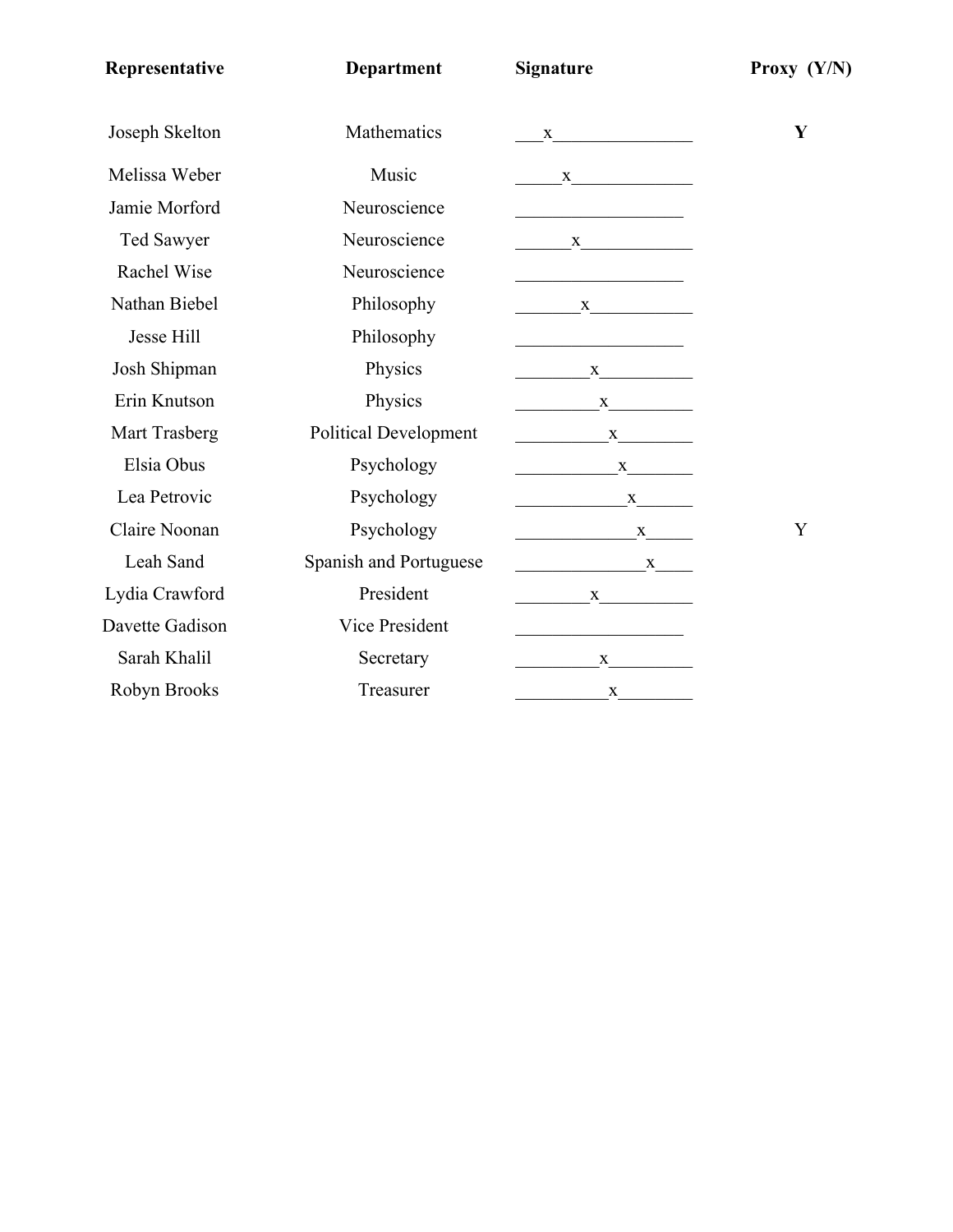| Representative | Department | Signature | Proxy (Y/N) |
|---|---|---|---|
| Joseph Skelton | Mathematics | x | **Y** |
| Melissa Weber | Music | x | |
| Jamie Morford | Neuroscience | | |
| Ted Sawyer | Neuroscience | x | |
| Rachel Wise | Neuroscience | | |
| Nathan Biebel | Philosophy | x | |
| Jesse Hill | Philosophy | | |
| Josh Shipman | Physics | x | |
| Erin Knutson | Physics | x | |
| Mart Trasberg | Political Development | x | |
| Elsia Obus | Psychology | x | |
| Lea Petrovic | Psychology | x | |
| Claire Noonan | Psychology | x | Y |
| Leah Sand | Spanish and Portuguese | x | |
| Lydia Crawford | President | x | |
| Davette Gadison | Vice President | | |
| Sarah Khalil | Secretary | x | |
| Robyn Brooks | Treasurer | x | |